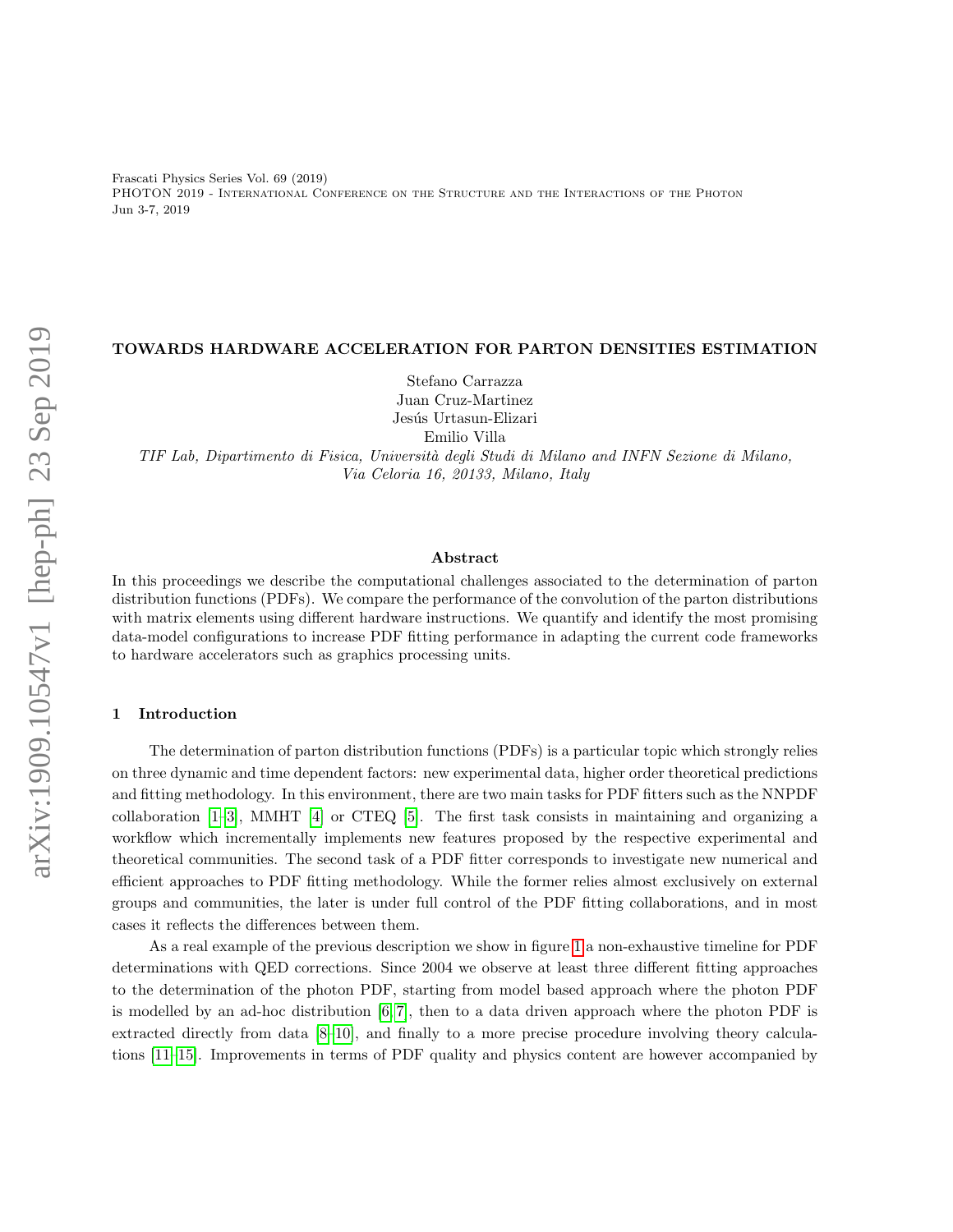# TOWARDS HARDWARE ACCELERATION FOR PARTON DENSITIES ESTIMATION

Stefano Carrazza
Juan Cruz-Martinez
Jesús Urtasun-Elizari
Emilio Villa

*TIF Lab, Dipartimento di Fisica, Università degli Studi di Milano and INFN Sezione di Milano, Via Celoria 16, 20133, Milano, Italy*

## Abstract

In this proceedings we describe the computational challenges associated to the determination of parton distribution functions (PDFs). We compare the performance of the convolution of the parton distributions with matrix elements using different hardware instructions. We quantify and identify the most promising data-model configurations to increase PDF fitting performance in adapting the current code frameworks to hardware accelerators such as graphics processing units.

## 1 Introduction

The determination of parton distribution functions (PDFs) is a particular topic which strongly relies on three dynamic and time dependent factors: new experimental data, higher order theoretical predictions and fitting methodology. In this environment, there are two main tasks for PDF fitters such as the NNPDF collaboration [1–3], MMHT [4] or CTEQ [5]. The first task consists in maintaining and organizing a workflow which incrementally implements new features proposed by the respective experimental and theoretical communities. The second task of a PDF fitter corresponds to investigate new numerical and efficient approaches to PDF fitting methodology. While the former relies almost exclusively on external groups and communities, the later is under full control of the PDF fitting collaborations, and in most cases it reflects the differences between them.

As a real example of the previous description we show in figure 1 a non-exhaustive timeline for PDF determinations with QED corrections. Since 2004 we observe at least three different fitting approaches to the determination of the photon PDF, starting from model based approach where the photon PDF is modelled by an ad-hoc distribution [6, 7], then to a data driven approach where the photon PDF is extracted directly from data [8–10], and finally to a more precise procedure involving theory calculations [11–15]. Improvements in terms of PDF quality and physics content are however accompanied by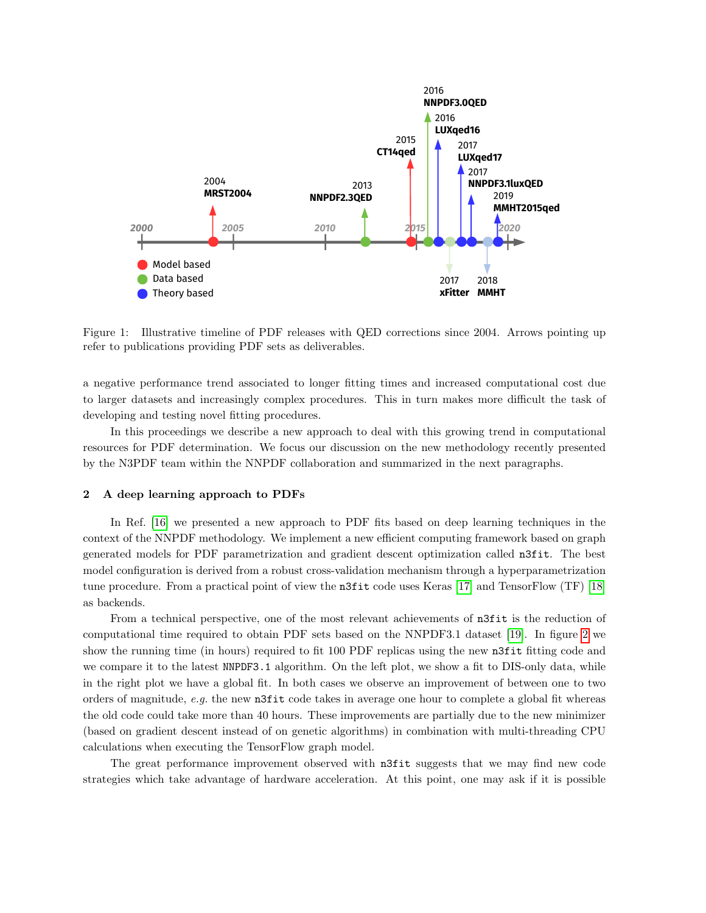Figure 1: Illustrative timeline of PDF releases with QED corrections since 2004. Arrows pointing up refer to publications providing PDF sets as deliverables.

a negative performance trend associated to longer fitting times and increased computational cost due to larger datasets and increasingly complex procedures. This in turn makes more difficult the task of developing and testing novel fitting procedures.

In this proceedings we describe a new approach to deal with this growing trend in computational resources for PDF determination. We focus our discussion on the new methodology recently presented by the N3PDF team within the NNPDF collaboration and summarized in the next paragraphs.

## 2 A deep learning approach to PDFs

In Ref. [16] we presented a new approach to PDF fits based on deep learning techniques in the context of the NNPDF methodology. We implement a new efficient computing framework based on graph generated models for PDF parametrization and gradient descent optimization called `n3fit`. The best model configuration is derived from a robust cross-validation mechanism through a hyperparametrization tune procedure. From a practical point of view the `n3fit` code uses Keras [17] and TensorFlow (TF) [18] as backends.

From a technical perspective, one of the most relevant achievements of `n3fit` is the reduction of computational time required to obtain PDF sets based on the NNPDF3.1 dataset [19]. In figure 2 we show the running time (in hours) required to fit 100 PDF replicas using the new `n3fit` fitting code and we compare it to the latest `NNPDF3.1` algorithm. On the left plot, we show a fit to DIS-only data, while in the right plot we have a global fit. In both cases we observe an improvement of between one to two orders of magnitude, *e.g.* the new `n3fit` code takes in average one hour to complete a global fit whereas the old code could take more than 40 hours. These improvements are partially due to the new minimizer (based on gradient descent instead of on genetic algorithms) in combination with multi-threading CPU calculations when executing the TensorFlow graph model.

The great performance improvement observed with `n3fit` suggests that we may find new code strategies which take advantage of hardware acceleration. At this point, one may ask if it is possible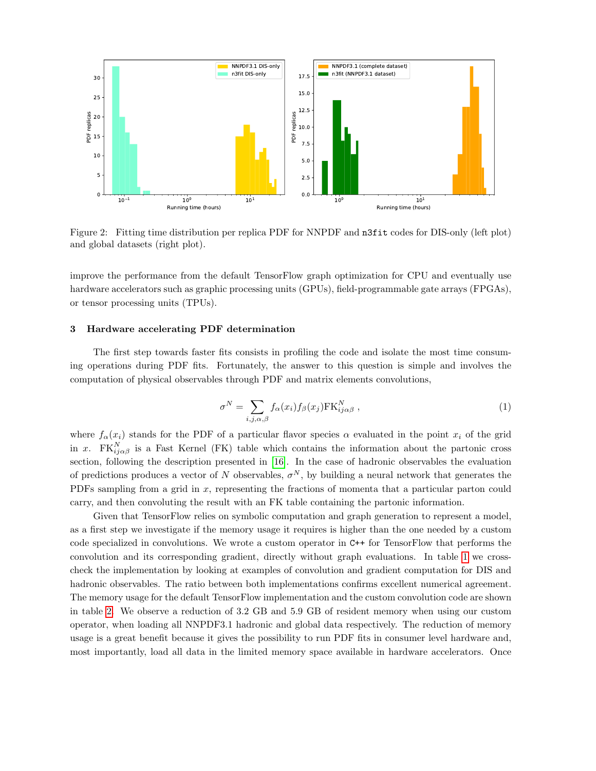Figure 2: Fitting time distribution per replica PDF for NNPDF and `n3fit` codes for DIS-only (left plot) and global datasets (right plot).

improve the performance from the default TensorFlow graph optimization for CPU and eventually use hardware accelerators such as graphic processing units (GPUs), field-programmable gate arrays (FPGAs), or tensor processing units (TPUs).

## 3 Hardware accelerating PDF determination

The first step towards faster fits consists in profiling the code and isolate the most time consuming operations during PDF fits. Fortunately, the answer to this question is simple and involves the computation of physical observables through PDF and matrix elements convolutions,

$$\sigma^N = \sum_{i,j,\alpha,\beta} f_\alpha(x_i) f_\beta(x_j) \mathrm{FK}^N_{ij\alpha\beta} \,, \tag{1}$$

where $f_\alpha(x_i)$ stands for the PDF of a particular flavor species $\alpha$ evaluated in the point $x_i$ of the grid in $x$. $\mathrm{FK}^N_{ij\alpha\beta}$ is a Fast Kernel (FK) table which contains the information about the partonic cross section, following the description presented in [16]. In the case of hadronic observables the evaluation of predictions produces a vector of $N$ observables, $\sigma^N$, by building a neural network that generates the PDFs sampling from a grid in $x$, representing the fractions of momenta that a particular parton could carry, and then convoluting the result with an FK table containing the partonic information.

Given that TensorFlow relies on symbolic computation and graph generation to represent a model, as a first step we investigate if the memory usage it requires is higher than the one needed by a custom code specialized in convolutions. We wrote a custom operator in `C++` for TensorFlow that performs the convolution and its corresponding gradient, directly without graph evaluations. In table 1 we cross-check the implementation by looking at examples of convolution and gradient computation for DIS and hadronic observables. The ratio between both implementations confirms excellent numerical agreement. The memory usage for the default TensorFlow implementation and the custom convolution code are shown in table 2. We observe a reduction of 3.2 GB and 5.9 GB of resident memory when using our custom operator, when loading all NNPDF3.1 hadronic and global data respectively. The reduction of memory usage is a great benefit because it gives the possibility to run PDF fits in consumer level hardware and, most importantly, load all data in the limited memory space available in hardware accelerators. Once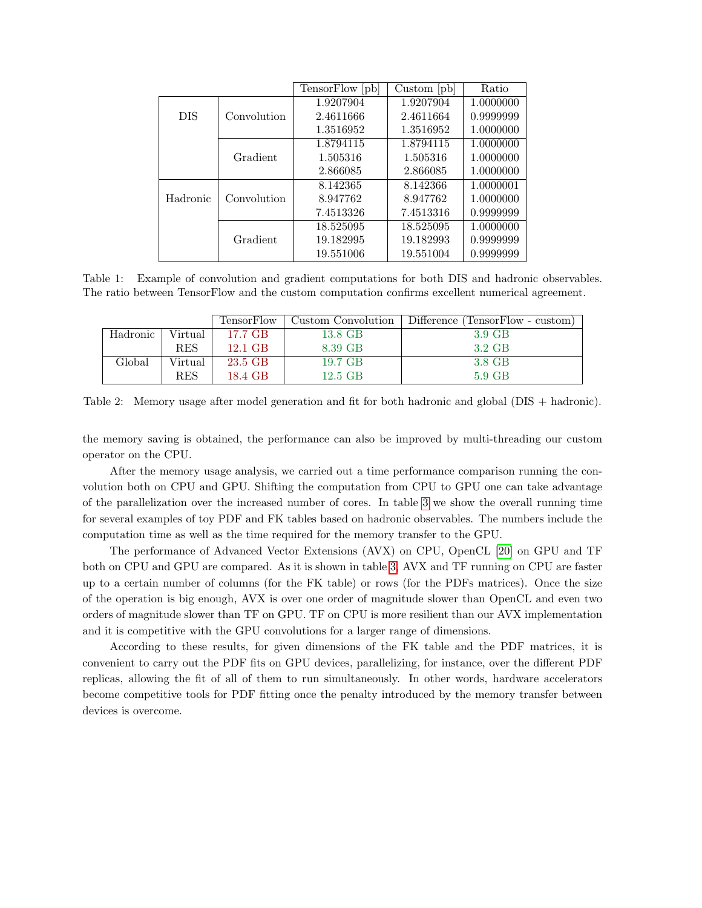| | | TensorFlow [pb] | Custom [pb] | Ratio |
|---|---|---|---|---|
| DIS | Convolution | 1.9207904 | 1.9207904 | 1.0000000 |
| | | 2.4611666 | 2.4611664 | 0.9999999 |
| | | 1.3516952 | 1.3516952 | 1.0000000 |
| | Gradient | 1.8794115 | 1.8794115 | 1.0000000 |
| | | 1.505316 | 1.505316 | 1.0000000 |
| | | 2.866085 | 2.866085 | 1.0000000 |
| Hadronic | Convolution | 8.142365 | 8.142366 | 1.0000001 |
| | | 8.947762 | 8.947762 | 1.0000000 |
| | | 7.4513326 | 7.4513316 | 0.9999999 |
| | Gradient | 18.525095 | 18.525095 | 1.0000000 |
| | | 19.182995 | 19.182993 | 0.9999999 |
| | | 19.551006 | 19.551004 | 0.9999999 |

Table 1: Example of convolution and gradient computations for both DIS and hadronic observables. The ratio between TensorFlow and the custom computation confirms excellent numerical agreement.

| | | TensorFlow | Custom Convolution | Difference (TensorFlow - custom) |
|---|---|---|---|---|
| Hadronic | Virtual | 17.7 GB | 13.8 GB | 3.9 GB |
| | RES | 12.1 GB | 8.39 GB | 3.2 GB |
| Global | Virtual | 23.5 GB | 19.7 GB | 3.8 GB |
| | RES | 18.4 GB | 12.5 GB | 5.9 GB |

Table 2: Memory usage after model generation and fit for both hadronic and global (DIS + hadronic).

the memory saving is obtained, the performance can also be improved by multi-threading our custom operator on the CPU.

After the memory usage analysis, we carried out a time performance comparison running the convolution both on CPU and GPU. Shifting the computation from CPU to GPU one can take advantage of the parallelization over the increased number of cores. In table 3 we show the overall running time for several examples of toy PDF and FK tables based on hadronic observables. The numbers include the computation time as well as the time required for the memory transfer to the GPU.

The performance of Advanced Vector Extensions (AVX) on CPU, OpenCL [20] on GPU and TF both on CPU and GPU are compared. As it is shown in table 3, AVX and TF running on CPU are faster up to a certain number of columns (for the FK table) or rows (for the PDFs matrices). Once the size of the operation is big enough, AVX is over one order of magnitude slower than OpenCL and even two orders of magnitude slower than TF on GPU. TF on CPU is more resilient than our AVX implementation and it is competitive with the GPU convolutions for a larger range of dimensions.

According to these results, for given dimensions of the FK table and the PDF matrices, it is convenient to carry out the PDF fits on GPU devices, parallelizing, for instance, over the different PDF replicas, allowing the fit of all of them to run simultaneously. In other words, hardware accelerators become competitive tools for PDF fitting once the penalty introduced by the memory transfer between devices is overcome.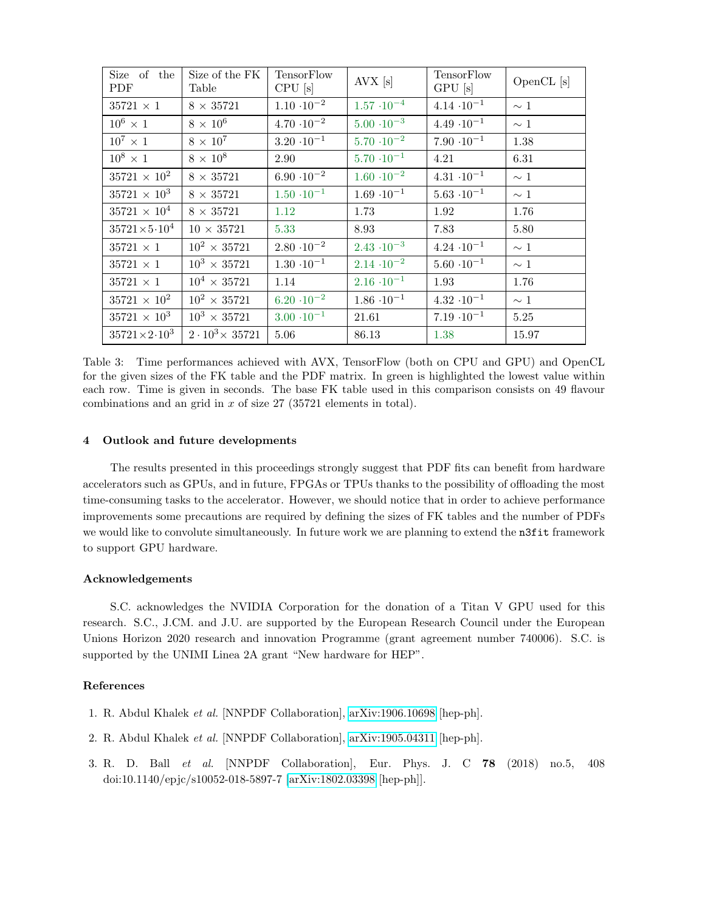| Size of the PDF | Size of the FK Table | TensorFlow CPU [s] | AVX [s] | TensorFlow GPU [s] | OpenCL [s] |
|---|---|---|---|---|---|
| $35721 \times 1$ | $8 \times 35721$ | $1.10 \cdot 10^{-2}$ | $1.57 \cdot 10^{-4}$ | $4.14 \cdot 10^{-1}$ | $\sim 1$ |
| $10^6 \times 1$ | $8 \times 10^6$ | $4.70 \cdot 10^{-2}$ | $5.00 \cdot 10^{-3}$ | $4.49 \cdot 10^{-1}$ | $\sim 1$ |
| $10^7 \times 1$ | $8 \times 10^7$ | $3.20 \cdot 10^{-1}$ | $5.70 \cdot 10^{-2}$ | $7.90 \cdot 10^{-1}$ | 1.38 |
| $10^8 \times 1$ | $8 \times 10^8$ | 2.90 | $5.70 \cdot 10^{-1}$ | 4.21 | 6.31 |
| $35721 \times 10^2$ | $8 \times 35721$ | $6.90 \cdot 10^{-2}$ | $1.60 \cdot 10^{-2}$ | $4.31 \cdot 10^{-1}$ | $\sim 1$ |
| $35721 \times 10^3$ | $8 \times 35721$ | $1.50 \cdot 10^{-1}$ | $1.69 \cdot 10^{-1}$ | $5.63 \cdot 10^{-1}$ | $\sim 1$ |
| $35721 \times 10^4$ | $8 \times 35721$ | 1.12 | 1.73 | 1.92 | 1.76 |
| $35721 \times 5 \cdot 10^4$ | $10 \times 35721$ | 5.33 | 8.93 | 7.83 | 5.80 |
| $35721 \times 1$ | $10^2 \times 35721$ | $2.80 \cdot 10^{-2}$ | $2.43 \cdot 10^{-3}$ | $4.24 \cdot 10^{-1}$ | $\sim 1$ |
| $35721 \times 1$ | $10^3 \times 35721$ | $1.30 \cdot 10^{-1}$ | $2.14 \cdot 10^{-2}$ | $5.60 \cdot 10^{-1}$ | $\sim 1$ |
| $35721 \times 1$ | $10^4 \times 35721$ | 1.14 | $2.16 \cdot 10^{-1}$ | 1.93 | 1.76 |
| $35721 \times 10^2$ | $10^2 \times 35721$ | $6.20 \cdot 10^{-2}$ | $1.86 \cdot 10^{-1}$ | $4.32 \cdot 10^{-1}$ | $\sim 1$ |
| $35721 \times 10^3$ | $10^3 \times 35721$ | $3.00 \cdot 10^{-1}$ | 21.61 | $7.19 \cdot 10^{-1}$ | 5.25 |
| $35721 \times 2 \cdot 10^3$ | $2 \cdot 10^3 \times 35721$ | 5.06 | 86.13 | 1.38 | 15.97 |

Table 3: Time performances achieved with AVX, TensorFlow (both on CPU and GPU) and OpenCL for the given sizes of the FK table and the PDF matrix. In green is highlighted the lowest value within each row. Time is given in seconds. The base FK table used in this comparison consists on 49 flavour combinations and an grid in $x$ of size 27 (35721 elements in total).

## 4 Outlook and future developments

The results presented in this proceedings strongly suggest that PDF fits can benefit from hardware accelerators such as GPUs, and in future, FPGAs or TPUs thanks to the possibility of offloading the most time-consuming tasks to the accelerator. However, we should notice that in order to achieve performance improvements some precautions are required by defining the sizes of FK tables and the number of PDFs we would like to convolute simultaneously. In future work we are planning to extend the `n3fit` framework to support GPU hardware.

### Acknowledgements

S.C. acknowledges the NVIDIA Corporation for the donation of a Titan V GPU used for this research. S.C., J.CM. and J.U. are supported by the European Research Council under the European Unions Horizon 2020 research and innovation Programme (grant agreement number 740006). S.C. is supported by the UNIMI Linea 2A grant "New hardware for HEP".

### References

1. R. Abdul Khalek *et al.* [NNPDF Collaboration], arXiv:1906.10698 [hep-ph].
2. R. Abdul Khalek *et al.* [NNPDF Collaboration], arXiv:1905.04311 [hep-ph].
3. R. D. Ball *et al.* [NNPDF Collaboration], Eur. Phys. J. C **78** (2018) no.5, 408 doi:10.1140/epjc/s10052-018-5897-7 [arXiv:1802.03398 [hep-ph]].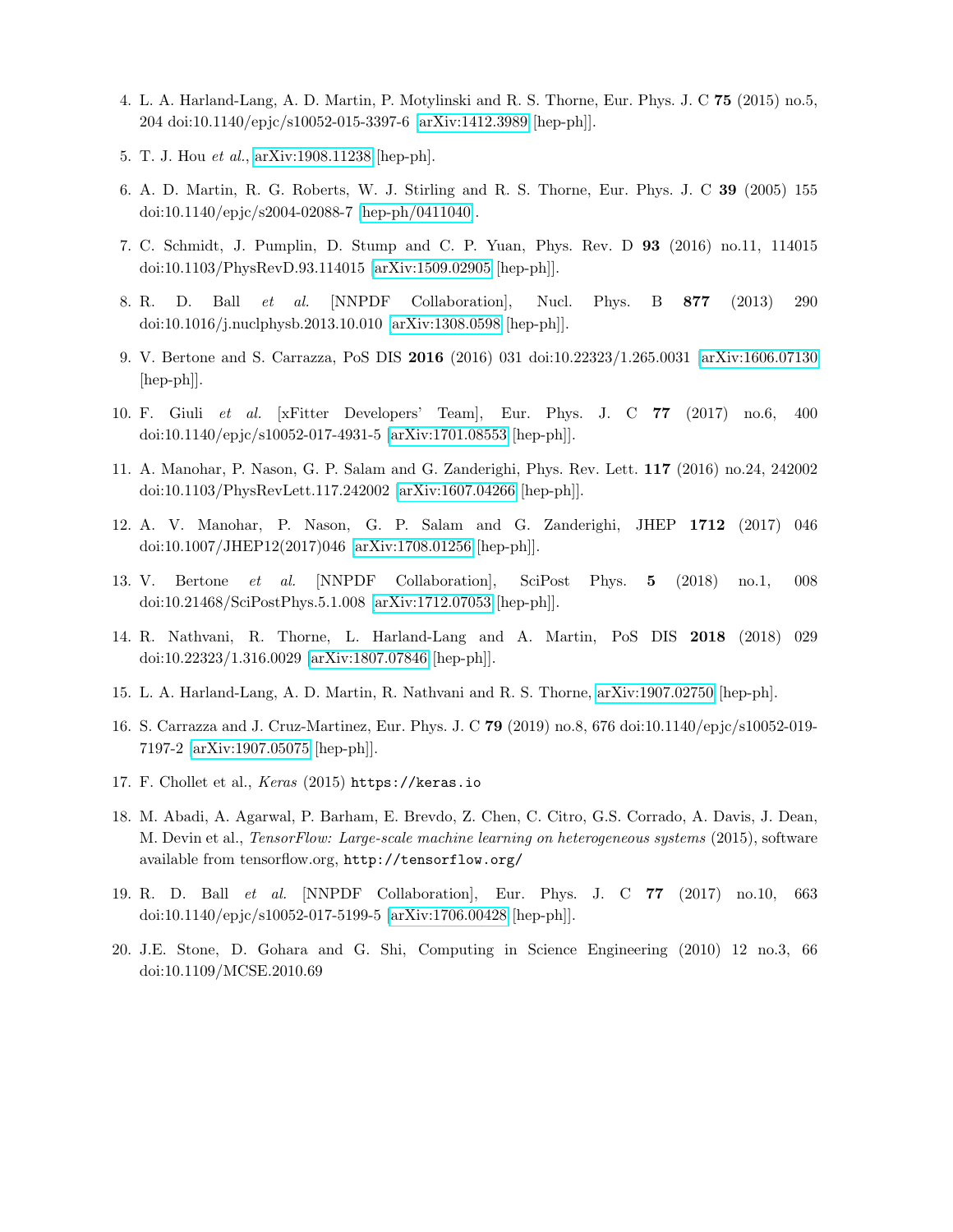4. L. A. Harland-Lang, A. D. Martin, P. Motylinski and R. S. Thorne, Eur. Phys. J. C **75** (2015) no.5, 204 doi:10.1140/epjc/s10052-015-3397-6 [arXiv:1412.3989 [hep-ph]].

5. T. J. Hou *et al.*, arXiv:1908.11238 [hep-ph].

6. A. D. Martin, R. G. Roberts, W. J. Stirling and R. S. Thorne, Eur. Phys. J. C **39** (2005) 155 doi:10.1140/epjc/s2004-02088-7 [hep-ph/0411040].

7. C. Schmidt, J. Pumplin, D. Stump and C. P. Yuan, Phys. Rev. D **93** (2016) no.11, 114015 doi:10.1103/PhysRevD.93.114015 [arXiv:1509.02905 [hep-ph]].

8. R. D. Ball *et al.* [NNPDF Collaboration], Nucl. Phys. B **877** (2013) 290 doi:10.1016/j.nuclphysb.2013.10.010 [arXiv:1308.0598 [hep-ph]].

9. V. Bertone and S. Carrazza, PoS DIS **2016** (2016) 031 doi:10.22323/1.265.0031 [arXiv:1606.07130 [hep-ph]].

10. F. Giuli *et al.* [xFitter Developers' Team], Eur. Phys. J. C **77** (2017) no.6, 400 doi:10.1140/epjc/s10052-017-4931-5 [arXiv:1701.08553 [hep-ph]].

11. A. Manohar, P. Nason, G. P. Salam and G. Zanderighi, Phys. Rev. Lett. **117** (2016) no.24, 242002 doi:10.1103/PhysRevLett.117.242002 [arXiv:1607.04266 [hep-ph]].

12. A. V. Manohar, P. Nason, G. P. Salam and G. Zanderighi, JHEP **1712** (2017) 046 doi:10.1007/JHEP12(2017)046 [arXiv:1708.01256 [hep-ph]].

13. V. Bertone *et al.* [NNPDF Collaboration], SciPost Phys. **5** (2018) no.1, 008 doi:10.21468/SciPostPhys.5.1.008 [arXiv:1712.07053 [hep-ph]].

14. R. Nathvani, R. Thorne, L. Harland-Lang and A. Martin, PoS DIS **2018** (2018) 029 doi:10.22323/1.316.0029 [arXiv:1807.07846 [hep-ph]].

15. L. A. Harland-Lang, A. D. Martin, R. Nathvani and R. S. Thorne, arXiv:1907.02750 [hep-ph].

16. S. Carrazza and J. Cruz-Martinez, Eur. Phys. J. C **79** (2019) no.8, 676 doi:10.1140/epjc/s10052-019-7197-2 [arXiv:1907.05075 [hep-ph]].

17. F. Chollet et al., *Keras* (2015) `https://keras.io`

18. M. Abadi, A. Agarwal, P. Barham, E. Brevdo, Z. Chen, C. Citro, G.S. Corrado, A. Davis, J. Dean, M. Devin et al., *TensorFlow: Large-scale machine learning on heterogeneous systems* (2015), software available from tensorflow.org, `http://tensorflow.org/`

19. R. D. Ball *et al.* [NNPDF Collaboration], Eur. Phys. J. C **77** (2017) no.10, 663 doi:10.1140/epjc/s10052-017-5199-5 [arXiv:1706.00428 [hep-ph]].

20. J.E. Stone, D. Gohara and G. Shi, Computing in Science Engineering (2010) 12 no.3, 66 doi:10.1109/MCSE.2010.69